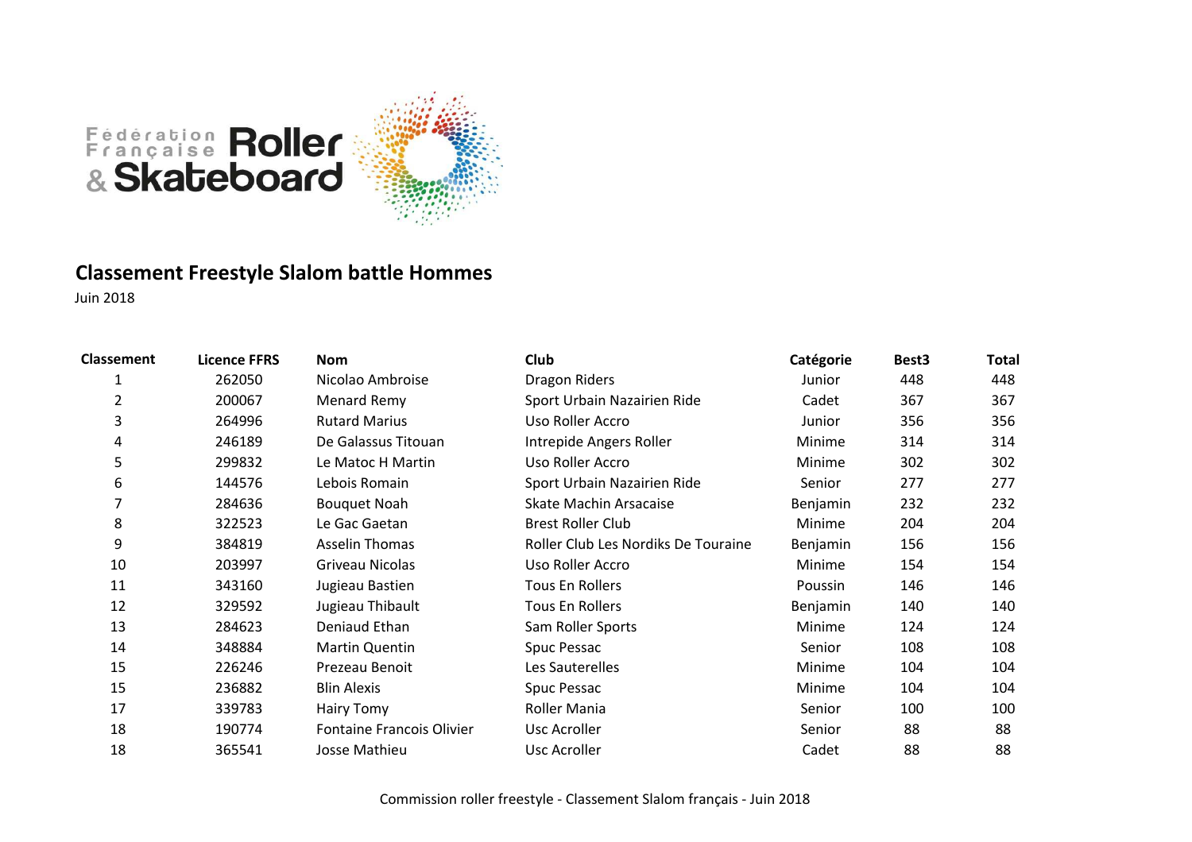Fédération Française Roller & Skateboard

## Classement Freestyle Slalom battle Hommes

Juin 2018

| Classement | Licence FFRS | Nom | Club | Catégorie | Best3 | Total |
|---|---|---|---|---|---|---|
| 1 | 262050 | Nicolao Ambroise | Dragon Riders | Junior | 448 | 448 |
| 2 | 200067 | Menard Remy | Sport Urbain Nazairien Ride | Cadet | 367 | 367 |
| 3 | 264996 | Rutard Marius | Uso Roller Accro | Junior | 356 | 356 |
| 4 | 246189 | De Galassus Titouan | Intrepide Angers Roller | Minime | 314 | 314 |
| 5 | 299832 | Le Matoc H Martin | Uso Roller Accro | Minime | 302 | 302 |
| 6 | 144576 | Lebois Romain | Sport Urbain Nazairien Ride | Senior | 277 | 277 |
| 7 | 284636 | Bouquet Noah | Skate Machin Arsacaise | Benjamin | 232 | 232 |
| 8 | 322523 | Le Gac Gaetan | Brest Roller Club | Minime | 204 | 204 |
| 9 | 384819 | Asselin Thomas | Roller Club Les Nordiks De Touraine | Benjamin | 156 | 156 |
| 10 | 203997 | Griveau Nicolas | Uso Roller Accro | Minime | 154 | 154 |
| 11 | 343160 | Jugieau Bastien | Tous En Rollers | Poussin | 146 | 146 |
| 12 | 329592 | Jugieau Thibault | Tous En Rollers | Benjamin | 140 | 140 |
| 13 | 284623 | Deniaud Ethan | Sam Roller Sports | Minime | 124 | 124 |
| 14 | 348884 | Martin Quentin | Spuc Pessac | Senior | 108 | 108 |
| 15 | 226246 | Prezeau Benoit | Les Sauterelles | Minime | 104 | 104 |
| 15 | 236882 | Blin Alexis | Spuc Pessac | Minime | 104 | 104 |
| 17 | 339783 | Hairy Tomy | Roller Mania | Senior | 100 | 100 |
| 18 | 190774 | Fontaine Francois Olivier | Usc Acroller | Senior | 88 | 88 |
| 18 | 365541 | Josse Mathieu | Usc Acroller | Cadet | 88 | 88 |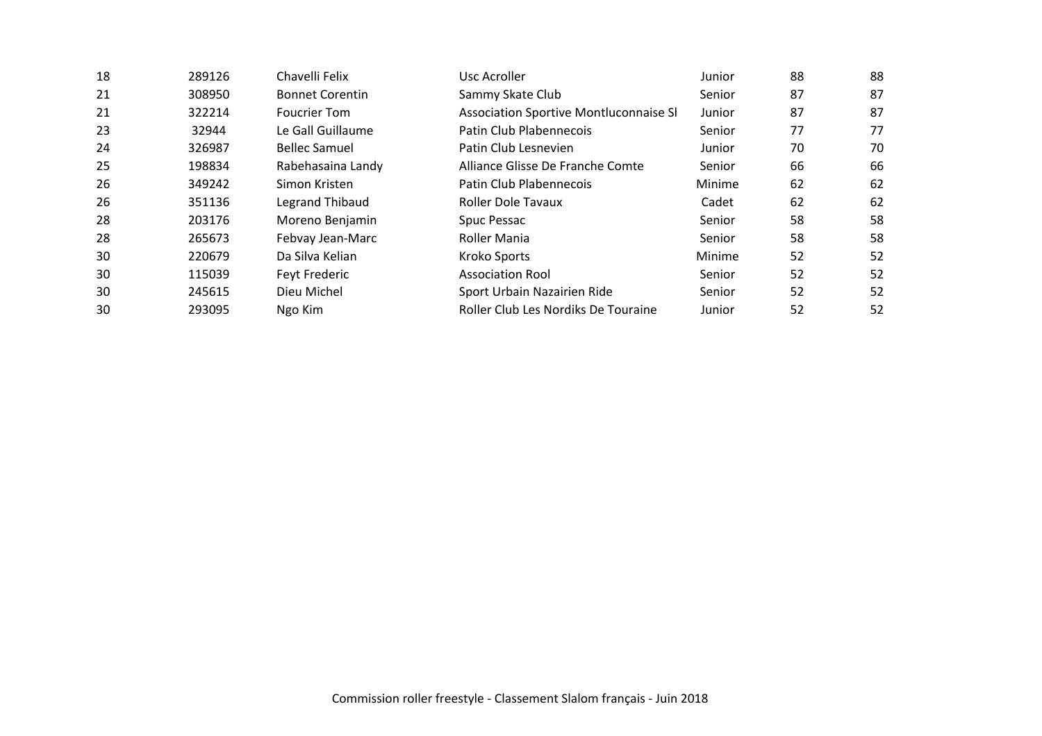| | | | | | | |
|---|---|---|---|---|---|---|
| 18 | 289126 | Chavelli Felix | Usc Acroller | Junior | 88 | 88 |
| 21 | 308950 | Bonnet Corentin | Sammy Skate Club | Senior | 87 | 87 |
| 21 | 322214 | Foucrier Tom | Association Sportive Montluconnaise Sl | Junior | 87 | 87 |
| 23 | 32944 | Le Gall Guillaume | Patin Club Plabennecois | Senior | 77 | 77 |
| 24 | 326987 | Bellec Samuel | Patin Club Lesnevien | Junior | 70 | 70 |
| 25 | 198834 | Rabehasaina Landy | Alliance Glisse De Franche Comte | Senior | 66 | 66 |
| 26 | 349242 | Simon Kristen | Patin Club Plabennecois | Minime | 62 | 62 |
| 26 | 351136 | Legrand Thibaud | Roller Dole Tavaux | Cadet | 62 | 62 |
| 28 | 203176 | Moreno Benjamin | Spuc Pessac | Senior | 58 | 58 |
| 28 | 265673 | Febvay Jean-Marc | Roller Mania | Senior | 58 | 58 |
| 30 | 220679 | Da Silva Kelian | Kroko Sports | Minime | 52 | 52 |
| 30 | 115039 | Feyt Frederic | Association Rool | Senior | 52 | 52 |
| 30 | 245615 | Dieu Michel | Sport Urbain Nazairien Ride | Senior | 52 | 52 |
| 30 | 293095 | Ngo Kim | Roller Club Les Nordiks De Touraine | Junior | 52 | 52 |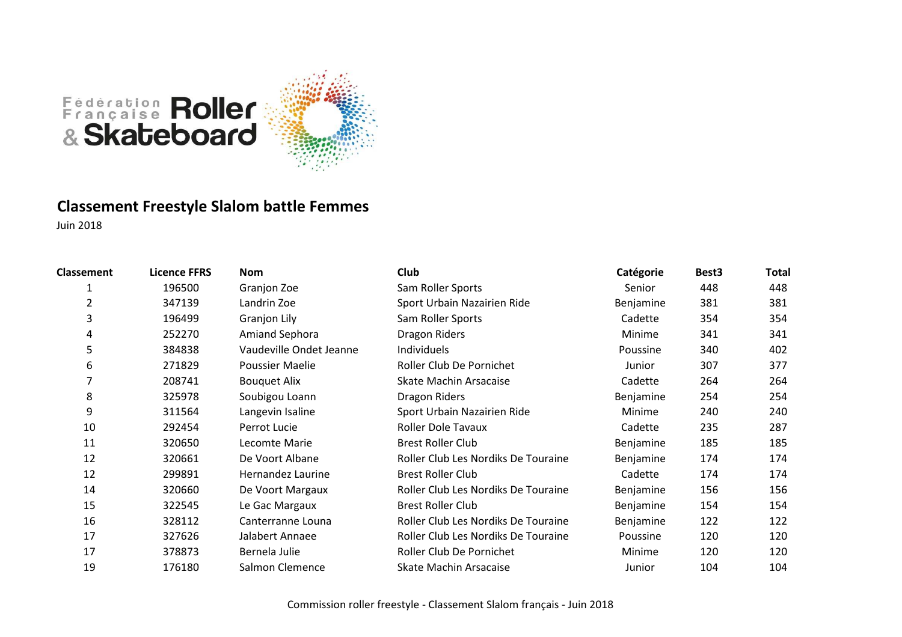Fédération Française Roller & Skateboard

## Classement Freestyle Slalom battle Femmes

Juin 2018

| Classement | Licence FFRS | Nom | Club | Catégorie | Best3 | Total |
|---|---|---|---|---|---|---|
| 1 | 196500 | Granjon Zoe | Sam Roller Sports | Senior | 448 | 448 |
| 2 | 347139 | Landrin Zoe | Sport Urbain Nazairien Ride | Benjamine | 381 | 381 |
| 3 | 196499 | Granjon Lily | Sam Roller Sports | Cadette | 354 | 354 |
| 4 | 252270 | Amiand Sephora | Dragon Riders | Minime | 341 | 341 |
| 5 | 384838 | Vaudeville Ondet Jeanne | Individuels | Poussine | 340 | 402 |
| 6 | 271829 | Poussier Maelie | Roller Club De Pornichet | Junior | 307 | 377 |
| 7 | 208741 | Bouquet Alix | Skate Machin Arsacaise | Cadette | 264 | 264 |
| 8 | 325978 | Soubigou Loann | Dragon Riders | Benjamine | 254 | 254 |
| 9 | 311564 | Langevin Isaline | Sport Urbain Nazairien Ride | Minime | 240 | 240 |
| 10 | 292454 | Perrot Lucie | Roller Dole Tavaux | Cadette | 235 | 287 |
| 11 | 320650 | Lecomte Marie | Brest Roller Club | Benjamine | 185 | 185 |
| 12 | 320661 | De Voort Albane | Roller Club Les Nordiks De Touraine | Benjamine | 174 | 174 |
| 12 | 299891 | Hernandez Laurine | Brest Roller Club | Cadette | 174 | 174 |
| 14 | 320660 | De Voort Margaux | Roller Club Les Nordiks De Touraine | Benjamine | 156 | 156 |
| 15 | 322545 | Le Gac Margaux | Brest Roller Club | Benjamine | 154 | 154 |
| 16 | 328112 | Canterranne Louna | Roller Club Les Nordiks De Touraine | Benjamine | 122 | 122 |
| 17 | 327626 | Jalabert Annaee | Roller Club Les Nordiks De Touraine | Poussine | 120 | 120 |
| 17 | 378873 | Bernela Julie | Roller Club De Pornichet | Minime | 120 | 120 |
| 19 | 176180 | Salmon Clemence | Skate Machin Arsacaise | Junior | 104 | 104 |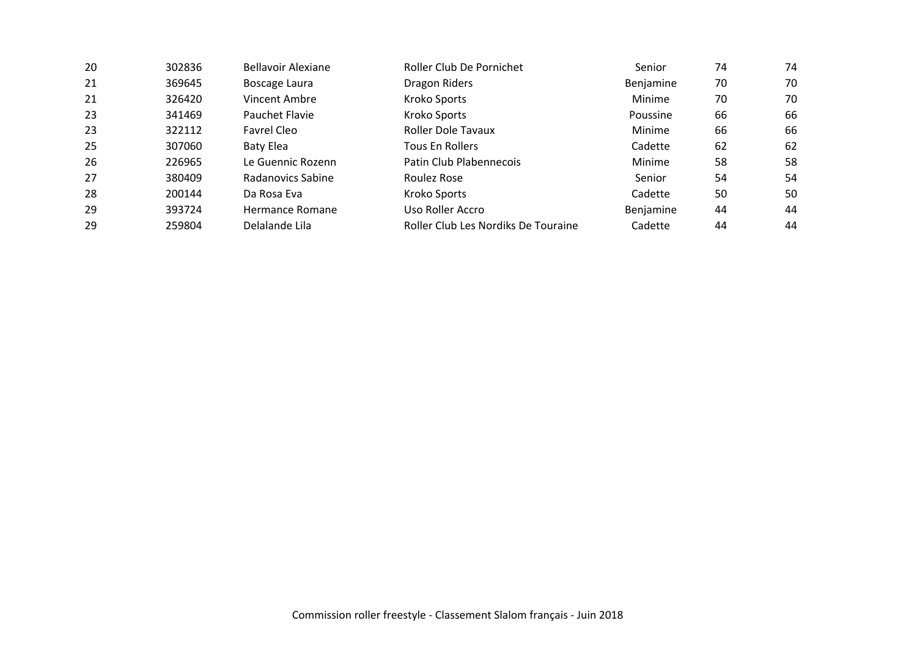| | | | | | | |
|---|---|---|---|---|---|---|
| 20 | 302836 | Bellavoir Alexiane | Roller Club De Pornichet | Senior | 74 | 74 |
| 21 | 369645 | Boscage Laura | Dragon Riders | Benjamine | 70 | 70 |
| 21 | 326420 | Vincent Ambre | Kroko Sports | Minime | 70 | 70 |
| 23 | 341469 | Pauchet Flavie | Kroko Sports | Poussine | 66 | 66 |
| 23 | 322112 | Favrel Cleo | Roller Dole Tavaux | Minime | 66 | 66 |
| 25 | 307060 | Baty Elea | Tous En Rollers | Cadette | 62 | 62 |
| 26 | 226965 | Le Guennic Rozenn | Patin Club Plabennecois | Minime | 58 | 58 |
| 27 | 380409 | Radanovics Sabine | Roulez Rose | Senior | 54 | 54 |
| 28 | 200144 | Da Rosa Eva | Kroko Sports | Cadette | 50 | 50 |
| 29 | 393724 | Hermance Romane | Uso Roller Accro | Benjamine | 44 | 44 |
| 29 | 259804 | Delalande Lila | Roller Club Les Nordiks De Touraine | Cadette | 44 | 44 |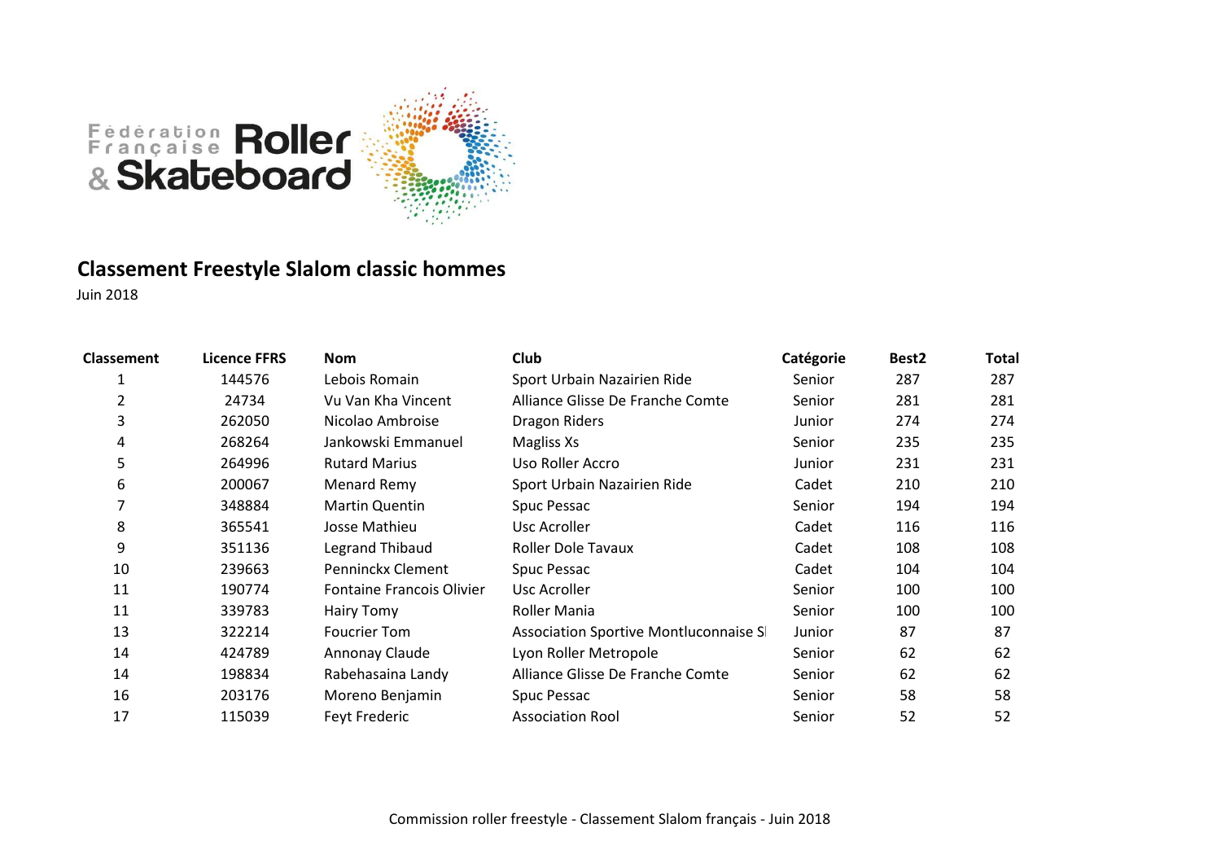Fédération Française Roller & Skateboard

## Classement Freestyle Slalom classic hommes

Juin 2018

| Classement | Licence FFRS | Nom | Club | Catégorie | Best2 | Total |
|---|---|---|---|---|---|---|
| 1 | 144576 | Lebois Romain | Sport Urbain Nazairien Ride | Senior | 287 | 287 |
| 2 | 24734 | Vu Van Kha Vincent | Alliance Glisse De Franche Comte | Senior | 281 | 281 |
| 3 | 262050 | Nicolao Ambroise | Dragon Riders | Junior | 274 | 274 |
| 4 | 268264 | Jankowski Emmanuel | Magliss Xs | Senior | 235 | 235 |
| 5 | 264996 | Rutard Marius | Uso Roller Accro | Junior | 231 | 231 |
| 6 | 200067 | Menard Remy | Sport Urbain Nazairien Ride | Cadet | 210 | 210 |
| 7 | 348884 | Martin Quentin | Spuc Pessac | Senior | 194 | 194 |
| 8 | 365541 | Josse Mathieu | Usc Acroller | Cadet | 116 | 116 |
| 9 | 351136 | Legrand Thibaud | Roller Dole Tavaux | Cadet | 108 | 108 |
| 10 | 239663 | Penninckx Clement | Spuc Pessac | Cadet | 104 | 104 |
| 11 | 190774 | Fontaine Francois Olivier | Usc Acroller | Senior | 100 | 100 |
| 11 | 339783 | Hairy Tomy | Roller Mania | Senior | 100 | 100 |
| 13 | 322214 | Foucrier Tom | Association Sportive Montluconnaise Sl | Junior | 87 | 87 |
| 14 | 424789 | Annonay Claude | Lyon Roller Metropole | Senior | 62 | 62 |
| 14 | 198834 | Rabehasaina Landy | Alliance Glisse De Franche Comte | Senior | 62 | 62 |
| 16 | 203176 | Moreno Benjamin | Spuc Pessac | Senior | 58 | 58 |
| 17 | 115039 | Feyt Frederic | Association Rool | Senior | 52 | 52 |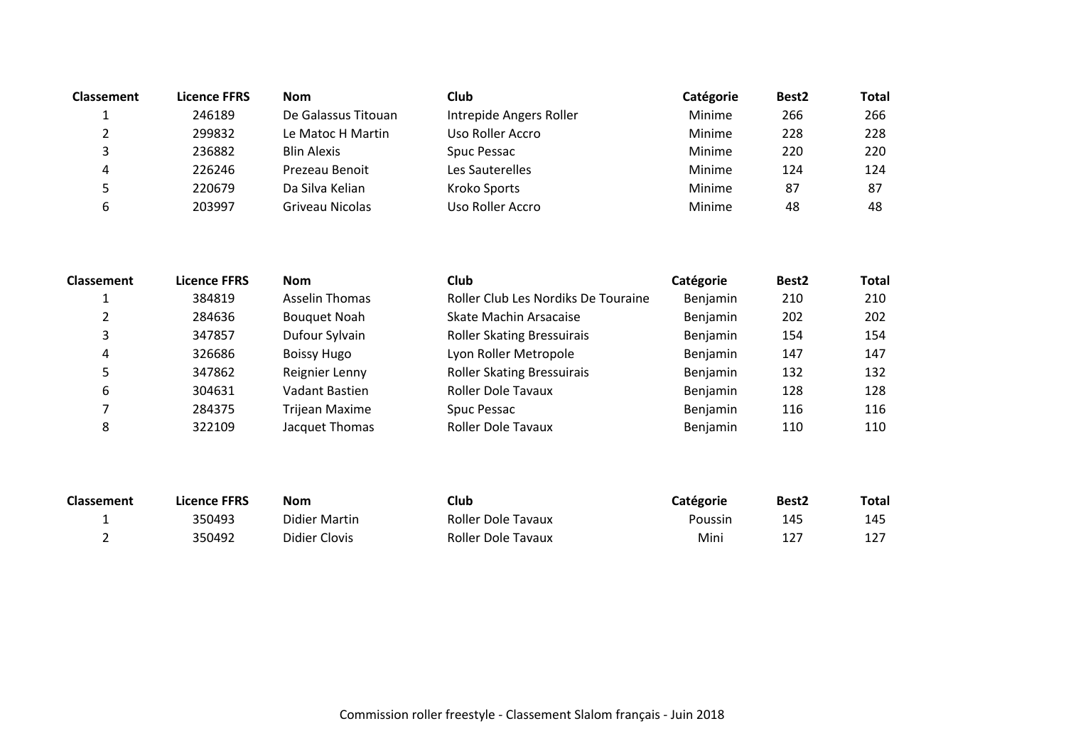| Classement | Licence FFRS | Nom | Club | Catégorie | Best2 | Total |
|---|---|---|---|---|---|---|
| 1 | 246189 | De Galassus Titouan | Intrepide Angers Roller | Minime | 266 | 266 |
| 2 | 299832 | Le Matoc H Martin | Uso Roller Accro | Minime | 228 | 228 |
| 3 | 236882 | Blin Alexis | Spuc Pessac | Minime | 220 | 220 |
| 4 | 226246 | Prezeau Benoit | Les Sauterelles | Minime | 124 | 124 |
| 5 | 220679 | Da Silva Kelian | Kroko Sports | Minime | 87 | 87 |
| 6 | 203997 | Griveau Nicolas | Uso Roller Accro | Minime | 48 | 48 |

| Classement | Licence FFRS | Nom | Club | Catégorie | Best2 | Total |
|---|---|---|---|---|---|---|
| 1 | 384819 | Asselin Thomas | Roller Club Les Nordiks De Touraine | Benjamin | 210 | 210 |
| 2 | 284636 | Bouquet Noah | Skate Machin Arsacaise | Benjamin | 202 | 202 |
| 3 | 347857 | Dufour Sylvain | Roller Skating Bressuirais | Benjamin | 154 | 154 |
| 4 | 326686 | Boissy Hugo | Lyon Roller Metropole | Benjamin | 147 | 147 |
| 5 | 347862 | Reignier Lenny | Roller Skating Bressuirais | Benjamin | 132 | 132 |
| 6 | 304631 | Vadant Bastien | Roller Dole Tavaux | Benjamin | 128 | 128 |
| 7 | 284375 | Trijean Maxime | Spuc Pessac | Benjamin | 116 | 116 |
| 8 | 322109 | Jacquet Thomas | Roller Dole Tavaux | Benjamin | 110 | 110 |

| Classement | Licence FFRS | Nom | Club | Catégorie | Best2 | Total |
|---|---|---|---|---|---|---|
| 1 | 350493 | Didier Martin | Roller Dole Tavaux | Poussin | 145 | 145 |
| 2 | 350492 | Didier Clovis | Roller Dole Tavaux | Mini | 127 | 127 |

Commission roller freestyle - Classement Slalom français - Juin 2018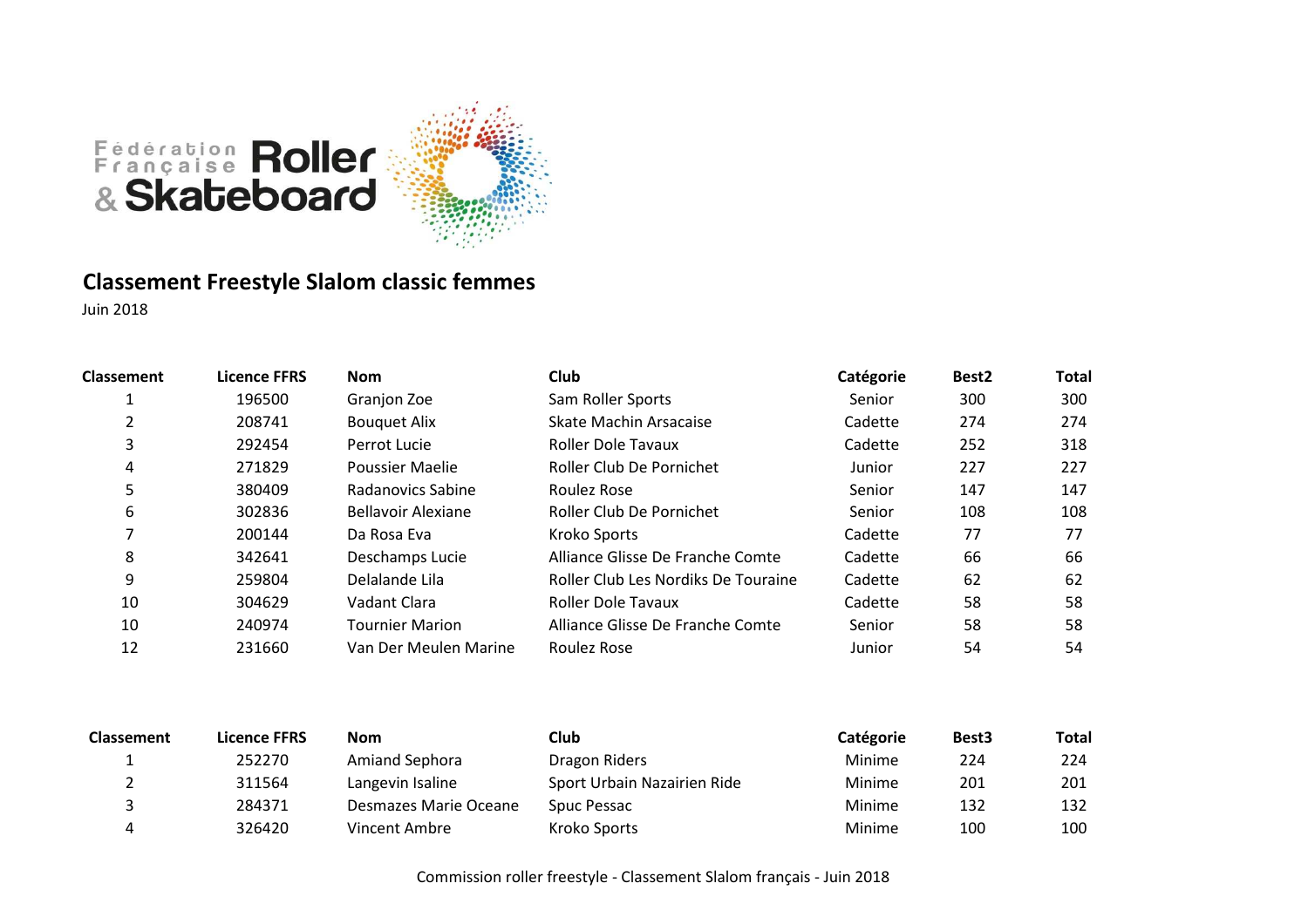Fédération Française Roller & Skateboard

## Classement Freestyle Slalom classic femmes

Juin 2018

| Classement | Licence FFRS | Nom | Club | Catégorie | Best2 | Total |
|---|---|---|---|---|---|---|
| 1 | 196500 | Granjon Zoe | Sam Roller Sports | Senior | 300 | 300 |
| 2 | 208741 | Bouquet Alix | Skate Machin Arsacaise | Cadette | 274 | 274 |
| 3 | 292454 | Perrot Lucie | Roller Dole Tavaux | Cadette | 252 | 318 |
| 4 | 271829 | Poussier Maelie | Roller Club De Pornichet | Junior | 227 | 227 |
| 5 | 380409 | Radanovics Sabine | Roulez Rose | Senior | 147 | 147 |
| 6 | 302836 | Bellavoir Alexiane | Roller Club De Pornichet | Senior | 108 | 108 |
| 7 | 200144 | Da Rosa Eva | Kroko Sports | Cadette | 77 | 77 |
| 8 | 342641 | Deschamps Lucie | Alliance Glisse De Franche Comte | Cadette | 66 | 66 |
| 9 | 259804 | Delalande Lila | Roller Club Les Nordiks De Touraine | Cadette | 62 | 62 |
| 10 | 304629 | Vadant Clara | Roller Dole Tavaux | Cadette | 58 | 58 |
| 10 | 240974 | Tournier Marion | Alliance Glisse De Franche Comte | Senior | 58 | 58 |
| 12 | 231660 | Van Der Meulen Marine | Roulez Rose | Junior | 54 | 54 |

| Classement | Licence FFRS | Nom | Club | Catégorie | Best3 | Total |
|---|---|---|---|---|---|---|
| 1 | 252270 | Amiand Sephora | Dragon Riders | Minime | 224 | 224 |
| 2 | 311564 | Langevin Isaline | Sport Urbain Nazairien Ride | Minime | 201 | 201 |
| 3 | 284371 | Desmazes Marie Oceane | Spuc Pessac | Minime | 132 | 132 |
| 4 | 326420 | Vincent Ambre | Kroko Sports | Minime | 100 | 100 |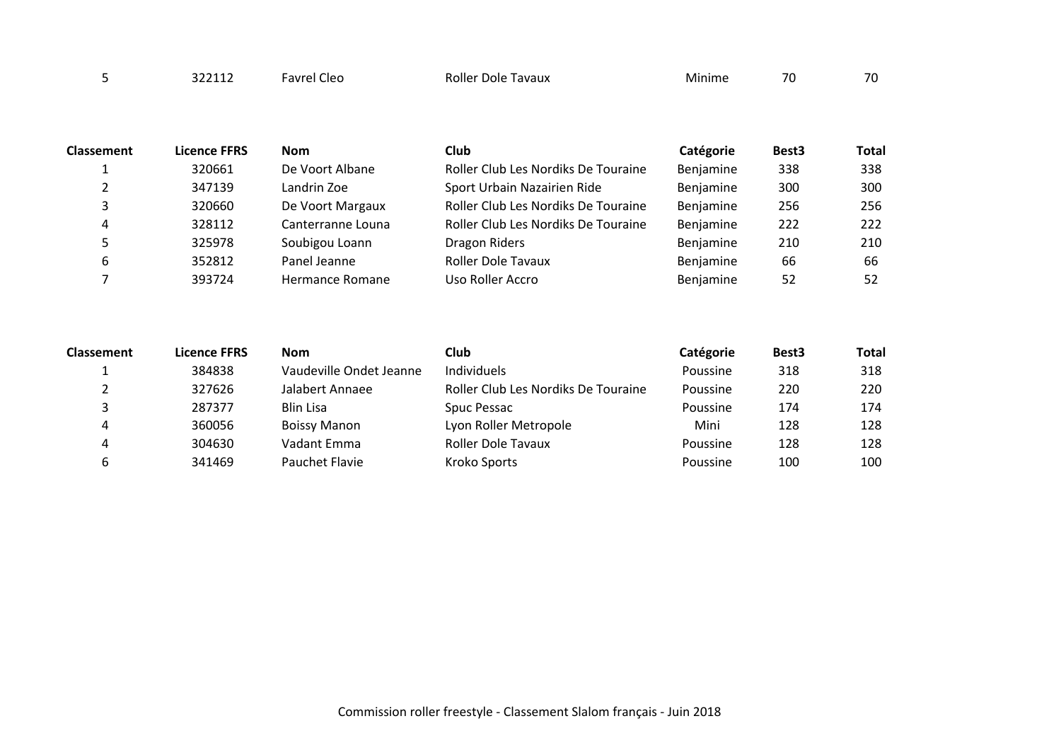| | | | | | | |
|---|---|---|---|---|---|---|
| 5 | 322112 | Favrel Cleo | Roller Dole Tavaux | Minime | 70 | 70 |

| Classement | Licence FFRS | Nom | Club | Catégorie | Best3 | Total |
|---|---|---|---|---|---|---|
| 1 | 320661 | De Voort Albane | Roller Club Les Nordiks De Touraine | Benjamine | 338 | 338 |
| 2 | 347139 | Landrin Zoe | Sport Urbain Nazairien Ride | Benjamine | 300 | 300 |
| 3 | 320660 | De Voort Margaux | Roller Club Les Nordiks De Touraine | Benjamine | 256 | 256 |
| 4 | 328112 | Canterranne Louna | Roller Club Les Nordiks De Touraine | Benjamine | 222 | 222 |
| 5 | 325978 | Soubigou Loann | Dragon Riders | Benjamine | 210 | 210 |
| 6 | 352812 | Panel Jeanne | Roller Dole Tavaux | Benjamine | 66 | 66 |
| 7 | 393724 | Hermance Romane | Uso Roller Accro | Benjamine | 52 | 52 |

| Classement | Licence FFRS | Nom | Club | Catégorie | Best3 | Total |
|---|---|---|---|---|---|---|
| 1 | 384838 | Vaudeville Ondet Jeanne | Individuels | Poussine | 318 | 318 |
| 2 | 327626 | Jalabert Annaee | Roller Club Les Nordiks De Touraine | Poussine | 220 | 220 |
| 3 | 287377 | Blin Lisa | Spuc Pessac | Poussine | 174 | 174 |
| 4 | 360056 | Boissy Manon | Lyon Roller Metropole | Mini | 128 | 128 |
| 4 | 304630 | Vadant Emma | Roller Dole Tavaux | Poussine | 128 | 128 |
| 6 | 341469 | Pauchet Flavie | Kroko Sports | Poussine | 100 | 100 |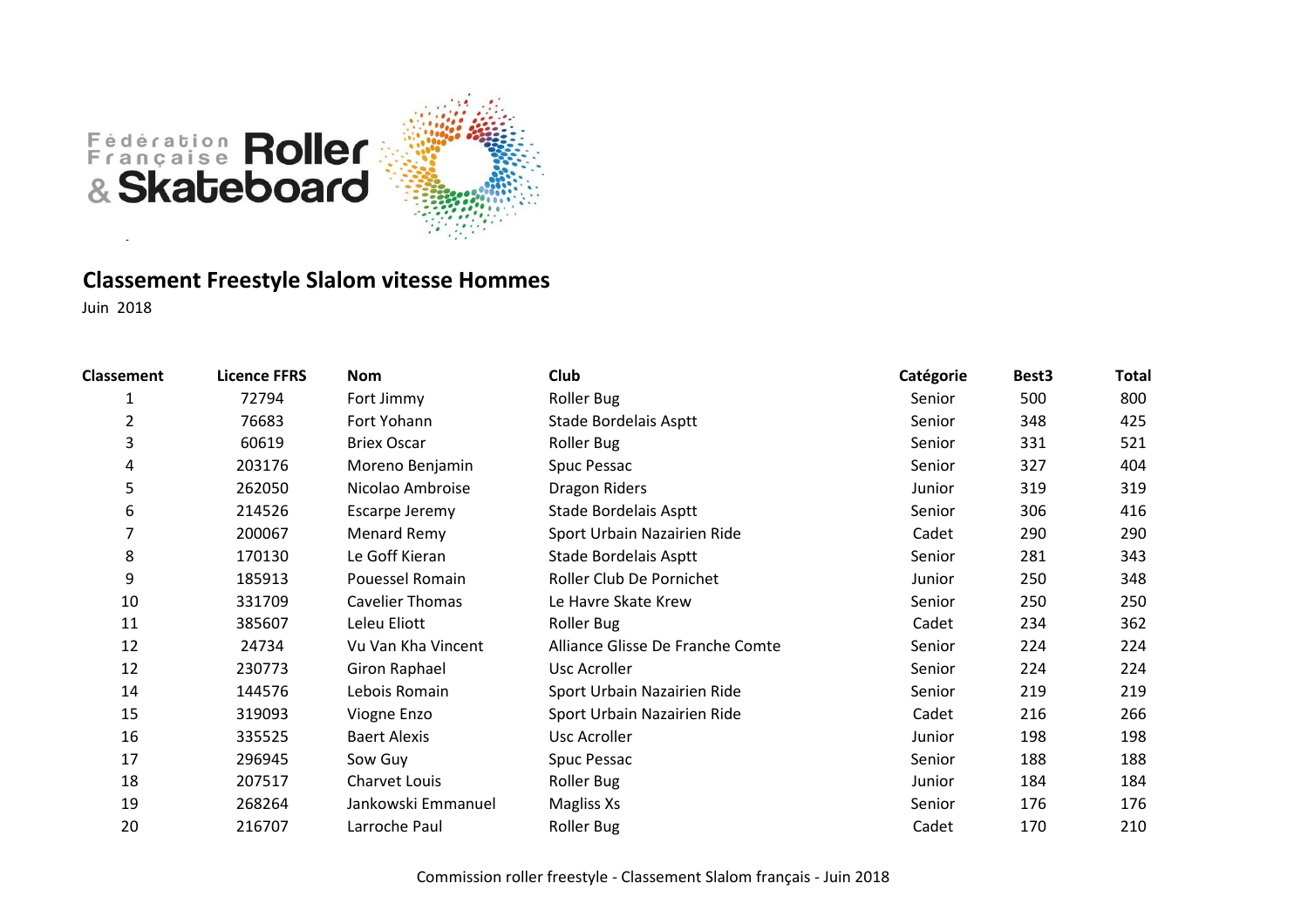## Classement Freestyle Slalom vitesse Hommes

Juin 2018

| Classement | Licence FFRS | Nom | Club | Catégorie | Best3 | Total |
|---|---|---|---|---|---|---|
| 1 | 72794 | Fort Jimmy | Roller Bug | Senior | 500 | 800 |
| 2 | 76683 | Fort Yohann | Stade Bordelais Asptt | Senior | 348 | 425 |
| 3 | 60619 | Briex Oscar | Roller Bug | Senior | 331 | 521 |
| 4 | 203176 | Moreno Benjamin | Spuc Pessac | Senior | 327 | 404 |
| 5 | 262050 | Nicolao Ambroise | Dragon Riders | Junior | 319 | 319 |
| 6 | 214526 | Escarpe Jeremy | Stade Bordelais Asptt | Senior | 306 | 416 |
| 7 | 200067 | Menard Remy | Sport Urbain Nazairien Ride | Cadet | 290 | 290 |
| 8 | 170130 | Le Goff Kieran | Stade Bordelais Asptt | Senior | 281 | 343 |
| 9 | 185913 | Pouessel Romain | Roller Club De Pornichet | Junior | 250 | 348 |
| 10 | 331709 | Cavelier Thomas | Le Havre Skate Krew | Senior | 250 | 250 |
| 11 | 385607 | Leleu Eliott | Roller Bug | Cadet | 234 | 362 |
| 12 | 24734 | Vu Van Kha Vincent | Alliance Glisse De Franche Comte | Senior | 224 | 224 |
| 12 | 230773 | Giron Raphael | Usc Acroller | Senior | 224 | 224 |
| 14 | 144576 | Lebois Romain | Sport Urbain Nazairien Ride | Senior | 219 | 219 |
| 15 | 319093 | Viogne Enzo | Sport Urbain Nazairien Ride | Cadet | 216 | 266 |
| 16 | 335525 | Baert Alexis | Usc Acroller | Junior | 198 | 198 |
| 17 | 296945 | Sow Guy | Spuc Pessac | Senior | 188 | 188 |
| 18 | 207517 | Charvet Louis | Roller Bug | Junior | 184 | 184 |
| 19 | 268264 | Jankowski Emmanuel | Magliss Xs | Senior | 176 | 176 |
| 20 | 216707 | Larroche Paul | Roller Bug | Cadet | 170 | 210 |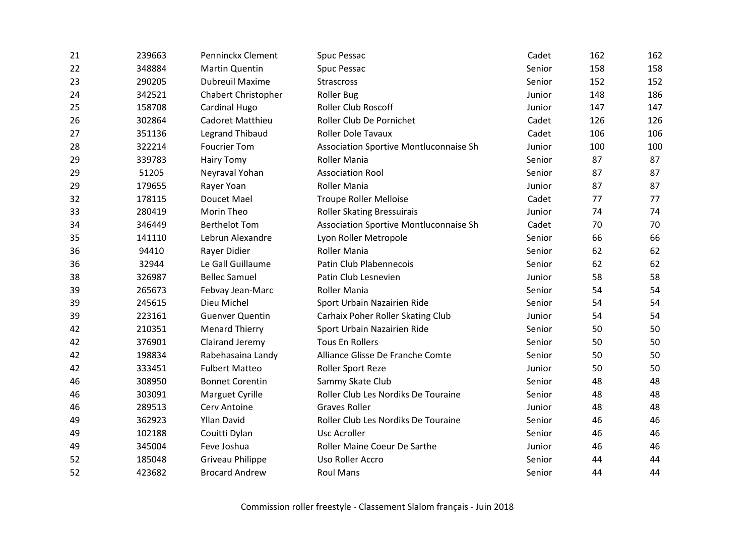| | | | | | | |
|---|---|---|---|---|---|---|
| 21 | 239663 | Penninckx Clement | Spuc Pessac | Cadet | 162 | 162 |
| 22 | 348884 | Martin Quentin | Spuc Pessac | Senior | 158 | 158 |
| 23 | 290205 | Dubreuil Maxime | Strascross | Senior | 152 | 152 |
| 24 | 342521 | Chabert Christopher | Roller Bug | Junior | 148 | 186 |
| 25 | 158708 | Cardinal Hugo | Roller Club Roscoff | Junior | 147 | 147 |
| 26 | 302864 | Cadoret Matthieu | Roller Club De Pornichet | Cadet | 126 | 126 |
| 27 | 351136 | Legrand Thibaud | Roller Dole Tavaux | Cadet | 106 | 106 |
| 28 | 322214 | Foucrier Tom | Association Sportive Montluconnaise Sh | Junior | 100 | 100 |
| 29 | 339783 | Hairy Tomy | Roller Mania | Senior | 87 | 87 |
| 29 | 51205 | Neyraval Yohan | Association Rool | Senior | 87 | 87 |
| 29 | 179655 | Rayer Yoan | Roller Mania | Junior | 87 | 87 |
| 32 | 178115 | Doucet Mael | Troupe Roller Melloise | Cadet | 77 | 77 |
| 33 | 280419 | Morin Theo | Roller Skating Bressuirais | Junior | 74 | 74 |
| 34 | 346449 | Berthelot Tom | Association Sportive Montluconnaise Sh | Cadet | 70 | 70 |
| 35 | 141110 | Lebrun Alexandre | Lyon Roller Metropole | Senior | 66 | 66 |
| 36 | 94410 | Rayer Didier | Roller Mania | Senior | 62 | 62 |
| 36 | 32944 | Le Gall Guillaume | Patin Club Plabennecois | Senior | 62 | 62 |
| 38 | 326987 | Bellec Samuel | Patin Club Lesnevien | Junior | 58 | 58 |
| 39 | 265673 | Febvay Jean-Marc | Roller Mania | Senior | 54 | 54 |
| 39 | 245615 | Dieu Michel | Sport Urbain Nazairien Ride | Senior | 54 | 54 |
| 39 | 223161 | Guenver Quentin | Carhaix Poher Roller Skating Club | Junior | 54 | 54 |
| 42 | 210351 | Menard Thierry | Sport Urbain Nazairien Ride | Senior | 50 | 50 |
| 42 | 376901 | Clairand Jeremy | Tous En Rollers | Senior | 50 | 50 |
| 42 | 198834 | Rabehasaina Landy | Alliance Glisse De Franche Comte | Senior | 50 | 50 |
| 42 | 333451 | Fulbert Matteo | Roller Sport Reze | Junior | 50 | 50 |
| 46 | 308950 | Bonnet Corentin | Sammy Skate Club | Senior | 48 | 48 |
| 46 | 303091 | Marguet Cyrille | Roller Club Les Nordiks De Touraine | Senior | 48 | 48 |
| 46 | 289513 | Cerv Antoine | Graves Roller | Junior | 48 | 48 |
| 49 | 362923 | Yllan David | Roller Club Les Nordiks De Touraine | Senior | 46 | 46 |
| 49 | 102188 | Couitti Dylan | Usc Acroller | Senior | 46 | 46 |
| 49 | 345004 | Feve Joshua | Roller Maine Coeur De Sarthe | Junior | 46 | 46 |
| 52 | 185048 | Griveau Philippe | Uso Roller Accro | Senior | 44 | 44 |
| 52 | 423682 | Brocard Andrew | Roul Mans | Senior | 44 | 44 |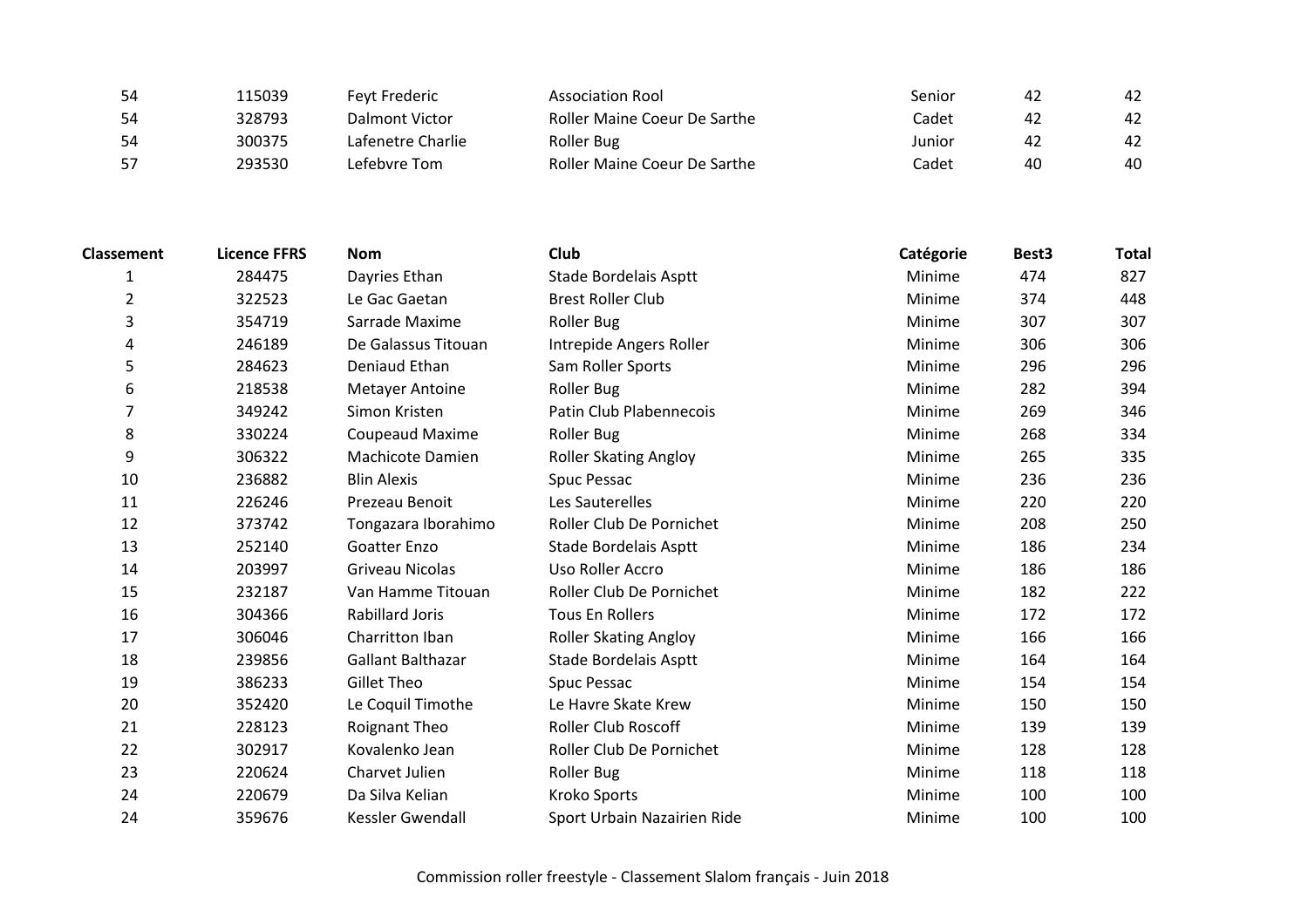| | | | | | | |
|---|---|---|---|---|---|---|
| 54 | 115039 | Feyt Frederic | Association Rool | Senior | 42 | 42 |
| 54 | 328793 | Dalmont Victor | Roller Maine Coeur De Sarthe | Cadet | 42 | 42 |
| 54 | 300375 | Lafenetre Charlie | Roller Bug | Junior | 42 | 42 |
| 57 | 293530 | Lefebvre Tom | Roller Maine Coeur De Sarthe | Cadet | 40 | 40 |

| Classement | Licence FFRS | Nom | Club | Catégorie | Best3 | Total |
|---|---|---|---|---|---|---|
| 1 | 284475 | Dayries Ethan | Stade Bordelais Asptt | Minime | 474 | 827 |
| 2 | 322523 | Le Gac Gaetan | Brest Roller Club | Minime | 374 | 448 |
| 3 | 354719 | Sarrade Maxime | Roller Bug | Minime | 307 | 307 |
| 4 | 246189 | De Galassus Titouan | Intrepide Angers Roller | Minime | 306 | 306 |
| 5 | 284623 | Deniaud Ethan | Sam Roller Sports | Minime | 296 | 296 |
| 6 | 218538 | Metayer Antoine | Roller Bug | Minime | 282 | 394 |
| 7 | 349242 | Simon Kristen | Patin Club Plabennecois | Minime | 269 | 346 |
| 8 | 330224 | Coupeaud Maxime | Roller Bug | Minime | 268 | 334 |
| 9 | 306322 | Machicote Damien | Roller Skating Angloy | Minime | 265 | 335 |
| 10 | 236882 | Blin Alexis | Spuc Pessac | Minime | 236 | 236 |
| 11 | 226246 | Prezeau Benoit | Les Sauterelles | Minime | 220 | 220 |
| 12 | 373742 | Tongazara Iborahimo | Roller Club De Pornichet | Minime | 208 | 250 |
| 13 | 252140 | Goatter Enzo | Stade Bordelais Asptt | Minime | 186 | 234 |
| 14 | 203997 | Griveau Nicolas | Uso Roller Accro | Minime | 186 | 186 |
| 15 | 232187 | Van Hamme Titouan | Roller Club De Pornichet | Minime | 182 | 222 |
| 16 | 304366 | Rabillard Joris | Tous En Rollers | Minime | 172 | 172 |
| 17 | 306046 | Charritton Iban | Roller Skating Angloy | Minime | 166 | 166 |
| 18 | 239856 | Gallant Balthazar | Stade Bordelais Asptt | Minime | 164 | 164 |
| 19 | 386233 | Gillet Theo | Spuc Pessac | Minime | 154 | 154 |
| 20 | 352420 | Le Coquil Timothe | Le Havre Skate Krew | Minime | 150 | 150 |
| 21 | 228123 | Roignant Theo | Roller Club Roscoff | Minime | 139 | 139 |
| 22 | 302917 | Kovalenko Jean | Roller Club De Pornichet | Minime | 128 | 128 |
| 23 | 220624 | Charvet Julien | Roller Bug | Minime | 118 | 118 |
| 24 | 220679 | Da Silva Kelian | Kroko Sports | Minime | 100 | 100 |
| 24 | 359676 | Kessler Gwendall | Sport Urbain Nazairien Ride | Minime | 100 | 100 |

Commission roller freestyle - Classement Slalom français - Juin 2018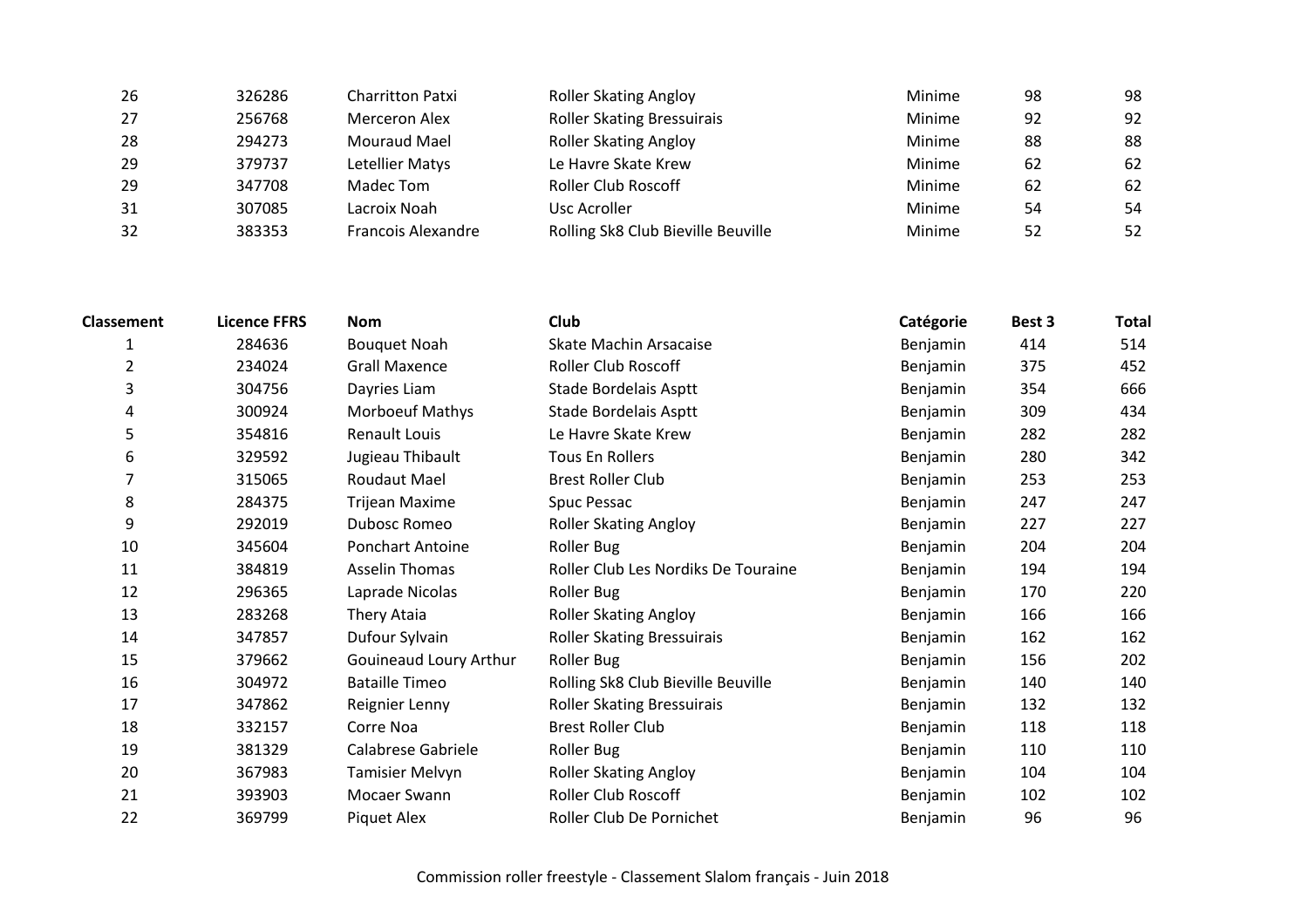| | | | | | | |
|---|---|---|---|---|---|---|
| 26 | 326286 | Charritton Patxi | Roller Skating Angloy | Minime | 98 | 98 |
| 27 | 256768 | Merceron Alex | Roller Skating Bressuirais | Minime | 92 | 92 |
| 28 | 294273 | Mouraud Mael | Roller Skating Angloy | Minime | 88 | 88 |
| 29 | 379737 | Letellier Matys | Le Havre Skate Krew | Minime | 62 | 62 |
| 29 | 347708 | Madec Tom | Roller Club Roscoff | Minime | 62 | 62 |
| 31 | 307085 | Lacroix Noah | Usc Acroller | Minime | 54 | 54 |
| 32 | 383353 | Francois Alexandre | Rolling Sk8 Club Bieville Beuville | Minime | 52 | 52 |

| Classement | Licence FFRS | Nom | Club | Catégorie | Best 3 | Total |
|---|---|---|---|---|---|---|
| 1 | 284636 | Bouquet Noah | Skate Machin Arsacaise | Benjamin | 414 | 514 |
| 2 | 234024 | Grall Maxence | Roller Club Roscoff | Benjamin | 375 | 452 |
| 3 | 304756 | Dayries Liam | Stade Bordelais Asptt | Benjamin | 354 | 666 |
| 4 | 300924 | Morboeuf Mathys | Stade Bordelais Asptt | Benjamin | 309 | 434 |
| 5 | 354816 | Renault Louis | Le Havre Skate Krew | Benjamin | 282 | 282 |
| 6 | 329592 | Jugieau Thibault | Tous En Rollers | Benjamin | 280 | 342 |
| 7 | 315065 | Roudaut Mael | Brest Roller Club | Benjamin | 253 | 253 |
| 8 | 284375 | Trijean Maxime | Spuc Pessac | Benjamin | 247 | 247 |
| 9 | 292019 | Dubosc Romeo | Roller Skating Angloy | Benjamin | 227 | 227 |
| 10 | 345604 | Ponchart Antoine | Roller Bug | Benjamin | 204 | 204 |
| 11 | 384819 | Asselin Thomas | Roller Club Les Nordiks De Touraine | Benjamin | 194 | 194 |
| 12 | 296365 | Laprade Nicolas | Roller Bug | Benjamin | 170 | 220 |
| 13 | 283268 | Thery Ataia | Roller Skating Angloy | Benjamin | 166 | 166 |
| 14 | 347857 | Dufour Sylvain | Roller Skating Bressuirais | Benjamin | 162 | 162 |
| 15 | 379662 | Gouineaud Loury Arthur | Roller Bug | Benjamin | 156 | 202 |
| 16 | 304972 | Bataille Timeo | Rolling Sk8 Club Bieville Beuville | Benjamin | 140 | 140 |
| 17 | 347862 | Reignier Lenny | Roller Skating Bressuirais | Benjamin | 132 | 132 |
| 18 | 332157 | Corre Noa | Brest Roller Club | Benjamin | 118 | 118 |
| 19 | 381329 | Calabrese Gabriele | Roller Bug | Benjamin | 110 | 110 |
| 20 | 367983 | Tamisier Melvyn | Roller Skating Angloy | Benjamin | 104 | 104 |
| 21 | 393903 | Mocaer Swann | Roller Club Roscoff | Benjamin | 102 | 102 |
| 22 | 369799 | Piquet Alex | Roller Club De Pornichet | Benjamin | 96 | 96 |

Commission roller freestyle - Classement Slalom français - Juin 2018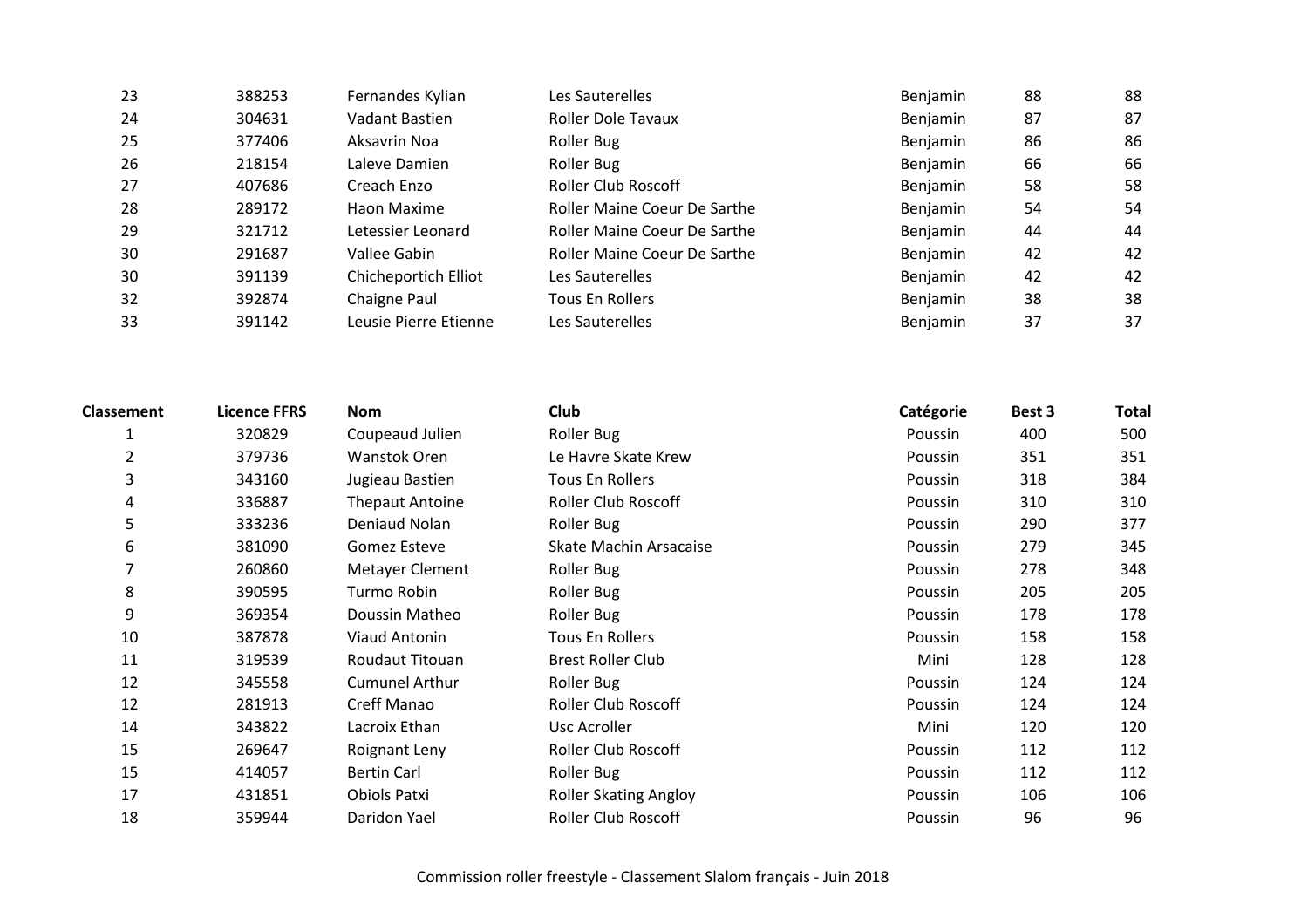| 23 | 388253 | Fernandes Kylian | Les Sauterelles | Benjamin | 88 | 88 |
|---|---|---|---|---|---|---|
| 24 | 304631 | Vadant Bastien | Roller Dole Tavaux | Benjamin | 87 | 87 |
| 25 | 377406 | Aksavrin Noa | Roller Bug | Benjamin | 86 | 86 |
| 26 | 218154 | Laleve Damien | Roller Bug | Benjamin | 66 | 66 |
| 27 | 407686 | Creach Enzo | Roller Club Roscoff | Benjamin | 58 | 58 |
| 28 | 289172 | Haon Maxime | Roller Maine Coeur De Sarthe | Benjamin | 54 | 54 |
| 29 | 321712 | Letessier Leonard | Roller Maine Coeur De Sarthe | Benjamin | 44 | 44 |
| 30 | 291687 | Vallee Gabin | Roller Maine Coeur De Sarthe | Benjamin | 42 | 42 |
| 30 | 391139 | Chicheportich Elliot | Les Sauterelles | Benjamin | 42 | 42 |
| 32 | 392874 | Chaigne Paul | Tous En Rollers | Benjamin | 38 | 38 |
| 33 | 391142 | Leusie Pierre Etienne | Les Sauterelles | Benjamin | 37 | 37 |

| Classement | Licence FFRS | Nom | Club | Catégorie | Best 3 | Total |
|---|---|---|---|---|---|---|
| 1 | 320829 | Coupeaud Julien | Roller Bug | Poussin | 400 | 500 |
| 2 | 379736 | Wanstok Oren | Le Havre Skate Krew | Poussin | 351 | 351 |
| 3 | 343160 | Jugieau Bastien | Tous En Rollers | Poussin | 318 | 384 |
| 4 | 336887 | Thepaut Antoine | Roller Club Roscoff | Poussin | 310 | 310 |
| 5 | 333236 | Deniaud Nolan | Roller Bug | Poussin | 290 | 377 |
| 6 | 381090 | Gomez Esteve | Skate Machin Arsacaise | Poussin | 279 | 345 |
| 7 | 260860 | Metayer Clement | Roller Bug | Poussin | 278 | 348 |
| 8 | 390595 | Turmo Robin | Roller Bug | Poussin | 205 | 205 |
| 9 | 369354 | Doussin Matheo | Roller Bug | Poussin | 178 | 178 |
| 10 | 387878 | Viaud Antonin | Tous En Rollers | Poussin | 158 | 158 |
| 11 | 319539 | Roudaut Titouan | Brest Roller Club | Mini | 128 | 128 |
| 12 | 345558 | Cumunel Arthur | Roller Bug | Poussin | 124 | 124 |
| 12 | 281913 | Creff Manao | Roller Club Roscoff | Poussin | 124 | 124 |
| 14 | 343822 | Lacroix Ethan | Usc Acroller | Mini | 120 | 120 |
| 15 | 269647 | Roignant Leny | Roller Club Roscoff | Poussin | 112 | 112 |
| 15 | 414057 | Bertin Carl | Roller Bug | Poussin | 112 | 112 |
| 17 | 431851 | Obiols Patxi | Roller Skating Angloy | Poussin | 106 | 106 |
| 18 | 359944 | Daridon Yael | Roller Club Roscoff | Poussin | 96 | 96 |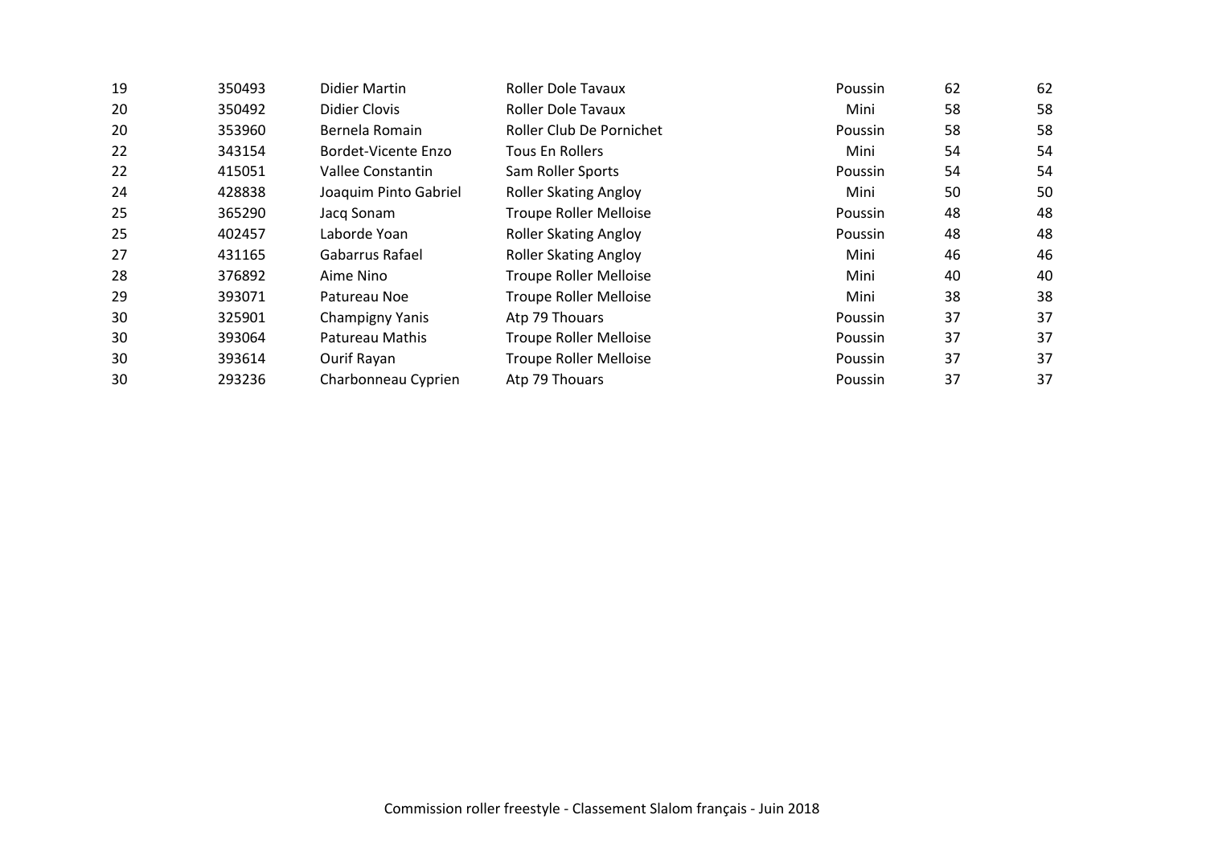| | | | | | | |
|---|---|---|---|---|---|---|
| 19 | 350493 | Didier Martin | Roller Dole Tavaux | Poussin | 62 | 62 |
| 20 | 350492 | Didier Clovis | Roller Dole Tavaux | Mini | 58 | 58 |
| 20 | 353960 | Bernela Romain | Roller Club De Pornichet | Poussin | 58 | 58 |
| 22 | 343154 | Bordet-Vicente Enzo | Tous En Rollers | Mini | 54 | 54 |
| 22 | 415051 | Vallee Constantin | Sam Roller Sports | Poussin | 54 | 54 |
| 24 | 428838 | Joaquim Pinto Gabriel | Roller Skating Angloy | Mini | 50 | 50 |
| 25 | 365290 | Jacq Sonam | Troupe Roller Melloise | Poussin | 48 | 48 |
| 25 | 402457 | Laborde Yoan | Roller Skating Angloy | Poussin | 48 | 48 |
| 27 | 431165 | Gabarrus Rafael | Roller Skating Angloy | Mini | 46 | 46 |
| 28 | 376892 | Aime Nino | Troupe Roller Melloise | Mini | 40 | 40 |
| 29 | 393071 | Patureau Noe | Troupe Roller Melloise | Mini | 38 | 38 |
| 30 | 325901 | Champigny Yanis | Atp 79 Thouars | Poussin | 37 | 37 |
| 30 | 393064 | Patureau Mathis | Troupe Roller Melloise | Poussin | 37 | 37 |
| 30 | 393614 | Ourif Rayan | Troupe Roller Melloise | Poussin | 37 | 37 |
| 30 | 293236 | Charbonneau Cyprien | Atp 79 Thouars | Poussin | 37 | 37 |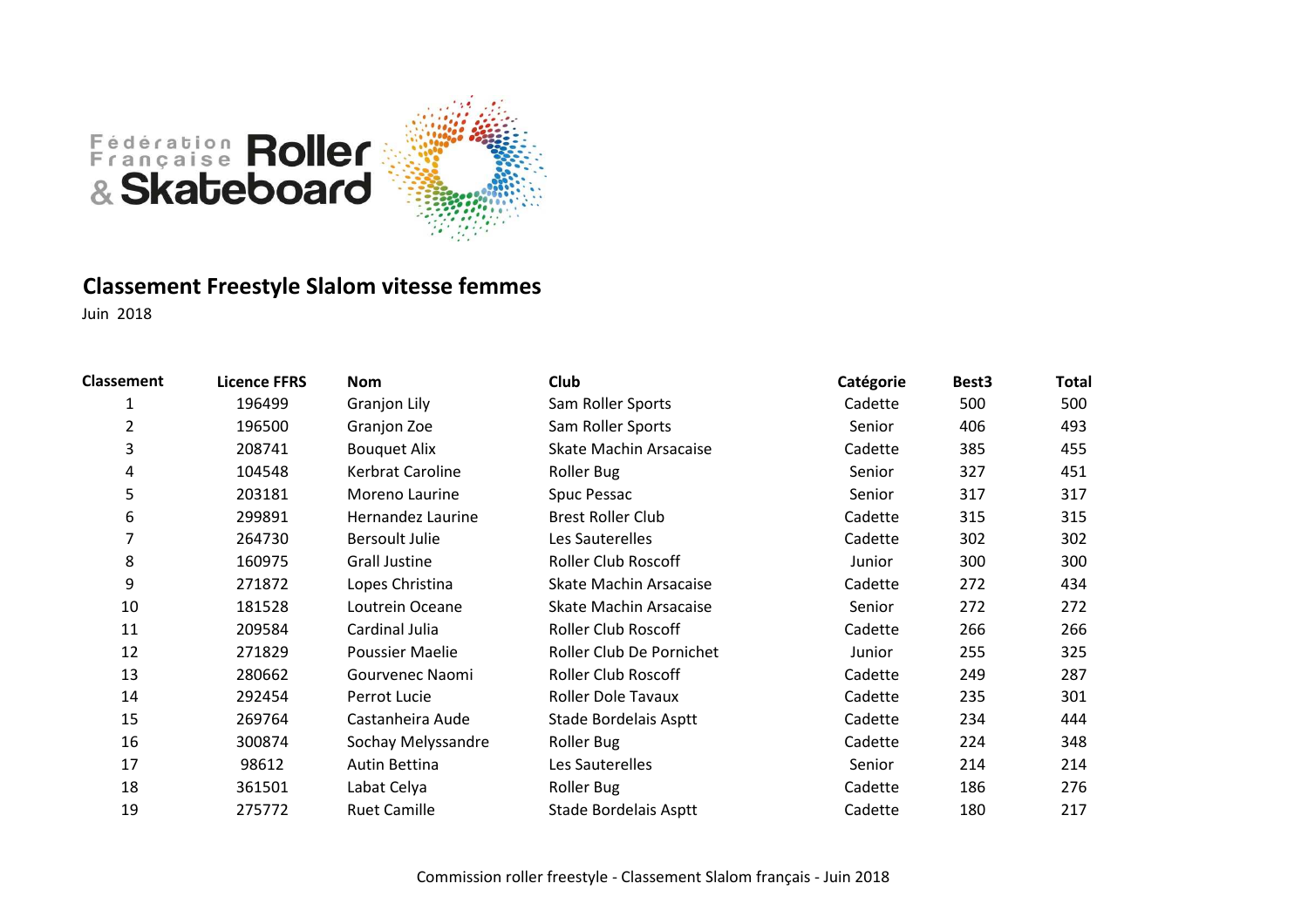Fédération Française Roller & Skateboard

# Classement Freestyle Slalom vitesse femmes

Juin 2018

| Classement | Licence FFRS | Nom | Club | Catégorie | Best3 | Total |
|---|---|---|---|---|---|---|
| 1 | 196499 | Granjon Lily | Sam Roller Sports | Cadette | 500 | 500 |
| 2 | 196500 | Granjon Zoe | Sam Roller Sports | Senior | 406 | 493 |
| 3 | 208741 | Bouquet Alix | Skate Machin Arsacaise | Cadette | 385 | 455 |
| 4 | 104548 | Kerbrat Caroline | Roller Bug | Senior | 327 | 451 |
| 5 | 203181 | Moreno Laurine | Spuc Pessac | Senior | 317 | 317 |
| 6 | 299891 | Hernandez Laurine | Brest Roller Club | Cadette | 315 | 315 |
| 7 | 264730 | Bersoult Julie | Les Sauterelles | Cadette | 302 | 302 |
| 8 | 160975 | Grall Justine | Roller Club Roscoff | Junior | 300 | 300 |
| 9 | 271872 | Lopes Christina | Skate Machin Arsacaise | Cadette | 272 | 434 |
| 10 | 181528 | Loutrein Oceane | Skate Machin Arsacaise | Senior | 272 | 272 |
| 11 | 209584 | Cardinal Julia | Roller Club Roscoff | Cadette | 266 | 266 |
| 12 | 271829 | Poussier Maelie | Roller Club De Pornichet | Junior | 255 | 325 |
| 13 | 280662 | Gourvenec Naomi | Roller Club Roscoff | Cadette | 249 | 287 |
| 14 | 292454 | Perrot Lucie | Roller Dole Tavaux | Cadette | 235 | 301 |
| 15 | 269764 | Castanheira Aude | Stade Bordelais Asptt | Cadette | 234 | 444 |
| 16 | 300874 | Sochay Melyssandre | Roller Bug | Cadette | 224 | 348 |
| 17 | 98612 | Autin Bettina | Les Sauterelles | Senior | 214 | 214 |
| 18 | 361501 | Labat Celya | Roller Bug | Cadette | 186 | 276 |
| 19 | 275772 | Ruet Camille | Stade Bordelais Asptt | Cadette | 180 | 217 |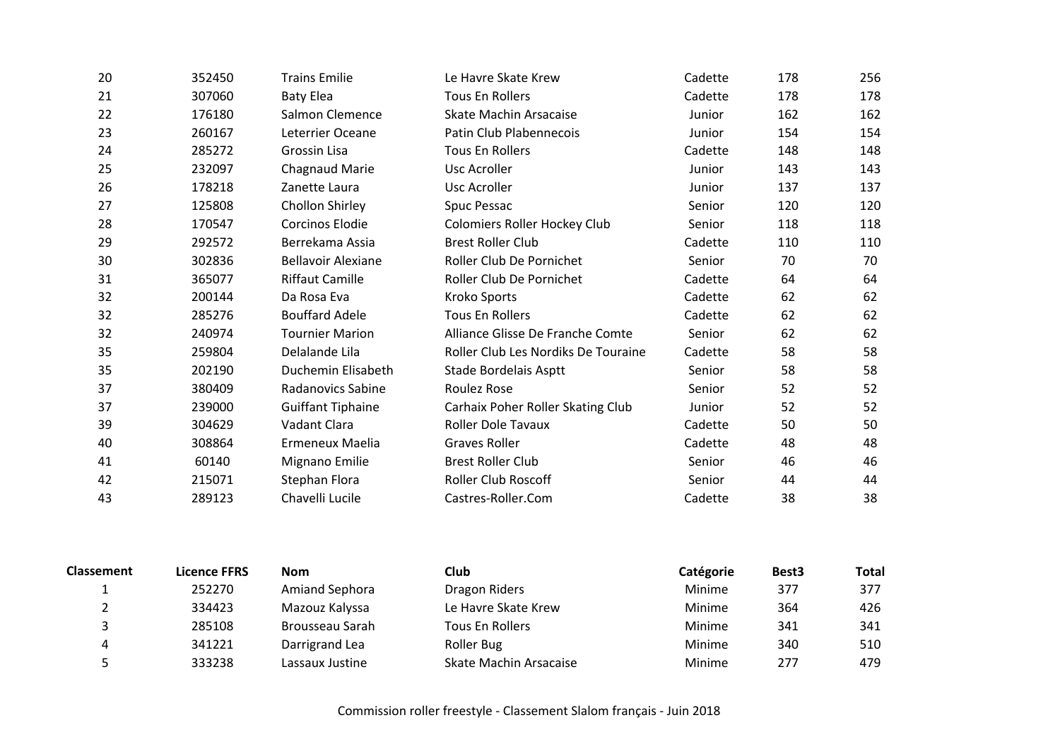| | | | | | | |
|---|---|---|---|---|---|---|
| 20 | 352450 | Trains Emilie | Le Havre Skate Krew | Cadette | 178 | 256 |
| 21 | 307060 | Baty Elea | Tous En Rollers | Cadette | 178 | 178 |
| 22 | 176180 | Salmon Clemence | Skate Machin Arsacaise | Junior | 162 | 162 |
| 23 | 260167 | Leterrier Oceane | Patin Club Plabennecois | Junior | 154 | 154 |
| 24 | 285272 | Grossin Lisa | Tous En Rollers | Cadette | 148 | 148 |
| 25 | 232097 | Chagnaud Marie | Usc Acroller | Junior | 143 | 143 |
| 26 | 178218 | Zanette Laura | Usc Acroller | Junior | 137 | 137 |
| 27 | 125808 | Chollon Shirley | Spuc Pessac | Senior | 120 | 120 |
| 28 | 170547 | Corcinos Elodie | Colomiers Roller Hockey Club | Senior | 118 | 118 |
| 29 | 292572 | Berrekama Assia | Brest Roller Club | Cadette | 110 | 110 |
| 30 | 302836 | Bellavoir Alexiane | Roller Club De Pornichet | Senior | 70 | 70 |
| 31 | 365077 | Riffaut Camille | Roller Club De Pornichet | Cadette | 64 | 64 |
| 32 | 200144 | Da Rosa Eva | Kroko Sports | Cadette | 62 | 62 |
| 32 | 285276 | Bouffard Adele | Tous En Rollers | Cadette | 62 | 62 |
| 32 | 240974 | Tournier Marion | Alliance Glisse De Franche Comte | Senior | 62 | 62 |
| 35 | 259804 | Delalande Lila | Roller Club Les Nordiks De Touraine | Cadette | 58 | 58 |
| 35 | 202190 | Duchemin Elisabeth | Stade Bordelais Asptt | Senior | 58 | 58 |
| 37 | 380409 | Radanovics Sabine | Roulez Rose | Senior | 52 | 52 |
| 37 | 239000 | Guiffant Tiphaine | Carhaix Poher Roller Skating Club | Junior | 52 | 52 |
| 39 | 304629 | Vadant Clara | Roller Dole Tavaux | Cadette | 50 | 50 |
| 40 | 308864 | Ermeneux Maelia | Graves Roller | Cadette | 48 | 48 |
| 41 | 60140 | Mignano Emilie | Brest Roller Club | Senior | 46 | 46 |
| 42 | 215071 | Stephan Flora | Roller Club Roscoff | Senior | 44 | 44 |
| 43 | 289123 | Chavelli Lucile | Castres-Roller.Com | Cadette | 38 | 38 |

| Classement | Licence FFRS | Nom | Club | Catégorie | Best3 | Total |
|---|---|---|---|---|---|---|
| 1 | 252270 | Amiand Sephora | Dragon Riders | Minime | 377 | 377 |
| 2 | 334423 | Mazouz Kalyssa | Le Havre Skate Krew | Minime | 364 | 426 |
| 3 | 285108 | Brousseau Sarah | Tous En Rollers | Minime | 341 | 341 |
| 4 | 341221 | Darrigrand Lea | Roller Bug | Minime | 340 | 510 |
| 5 | 333238 | Lassaux Justine | Skate Machin Arsacaise | Minime | 277 | 479 |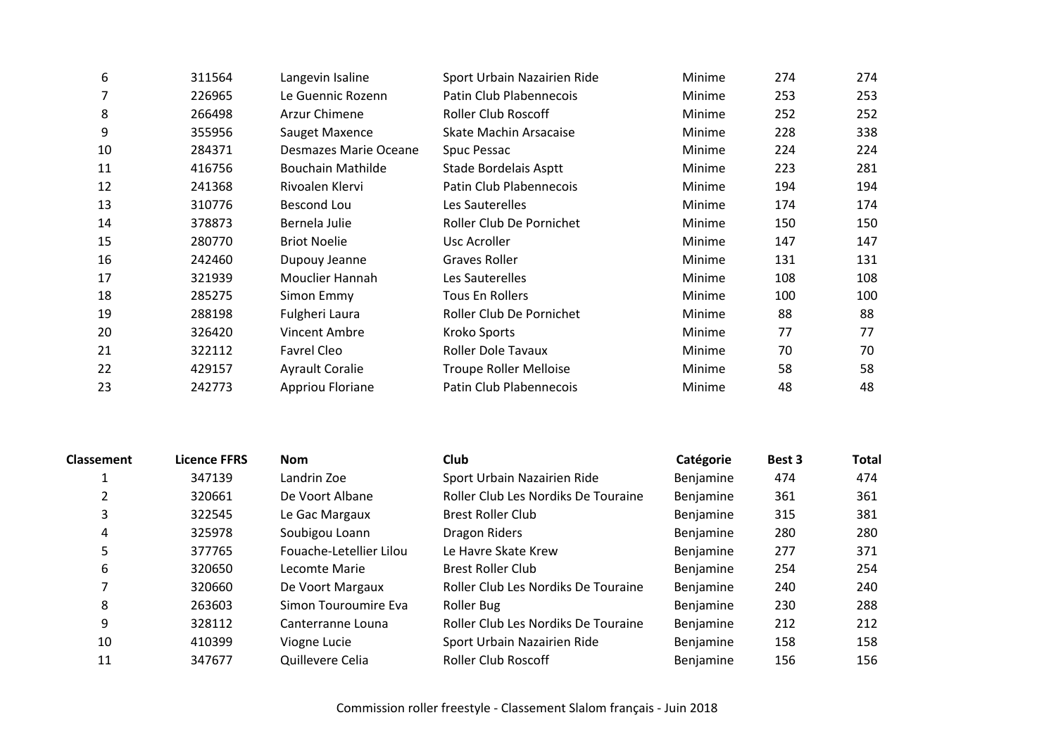| | | | | | | |
|---|---|---|---|---|---|---|
| 6 | 311564 | Langevin Isaline | Sport Urbain Nazairien Ride | Minime | 274 | 274 |
| 7 | 226965 | Le Guennic Rozenn | Patin Club Plabennecois | Minime | 253 | 253 |
| 8 | 266498 | Arzur Chimene | Roller Club Roscoff | Minime | 252 | 252 |
| 9 | 355956 | Sauget Maxence | Skate Machin Arsacaise | Minime | 228 | 338 |
| 10 | 284371 | Desmazes Marie Oceane | Spuc Pessac | Minime | 224 | 224 |
| 11 | 416756 | Bouchain Mathilde | Stade Bordelais Asptt | Minime | 223 | 281 |
| 12 | 241368 | Rivoalen Klervi | Patin Club Plabennecois | Minime | 194 | 194 |
| 13 | 310776 | Bescond Lou | Les Sauterelles | Minime | 174 | 174 |
| 14 | 378873 | Bernela Julie | Roller Club De Pornichet | Minime | 150 | 150 |
| 15 | 280770 | Briot Noelie | Usc Acroller | Minime | 147 | 147 |
| 16 | 242460 | Dupouy Jeanne | Graves Roller | Minime | 131 | 131 |
| 17 | 321939 | Mouclier Hannah | Les Sauterelles | Minime | 108 | 108 |
| 18 | 285275 | Simon Emmy | Tous En Rollers | Minime | 100 | 100 |
| 19 | 288198 | Fulgheri Laura | Roller Club De Pornichet | Minime | 88 | 88 |
| 20 | 326420 | Vincent Ambre | Kroko Sports | Minime | 77 | 77 |
| 21 | 322112 | Favrel Cleo | Roller Dole Tavaux | Minime | 70 | 70 |
| 22 | 429157 | Ayrault Coralie | Troupe Roller Melloise | Minime | 58 | 58 |
| 23 | 242773 | Appriou Floriane | Patin Club Plabennecois | Minime | 48 | 48 |

| Classement | Licence FFRS | Nom | Club | Catégorie | Best 3 | Total |
|---|---|---|---|---|---|---|
| 1 | 347139 | Landrin Zoe | Sport Urbain Nazairien Ride | Benjamine | 474 | 474 |
| 2 | 320661 | De Voort Albane | Roller Club Les Nordiks De Touraine | Benjamine | 361 | 361 |
| 3 | 322545 | Le Gac Margaux | Brest Roller Club | Benjamine | 315 | 381 |
| 4 | 325978 | Soubigou Loann | Dragon Riders | Benjamine | 280 | 280 |
| 5 | 377765 | Fouache-Letellier Lilou | Le Havre Skate Krew | Benjamine | 277 | 371 |
| 6 | 320650 | Lecomte Marie | Brest Roller Club | Benjamine | 254 | 254 |
| 7 | 320660 | De Voort Margaux | Roller Club Les Nordiks De Touraine | Benjamine | 240 | 240 |
| 8 | 263603 | Simon Touroumire Eva | Roller Bug | Benjamine | 230 | 288 |
| 9 | 328112 | Canterranne Louna | Roller Club Les Nordiks De Touraine | Benjamine | 212 | 212 |
| 10 | 410399 | Viogne Lucie | Sport Urbain Nazairien Ride | Benjamine | 158 | 158 |
| 11 | 347677 | Quillevere Celia | Roller Club Roscoff | Benjamine | 156 | 156 |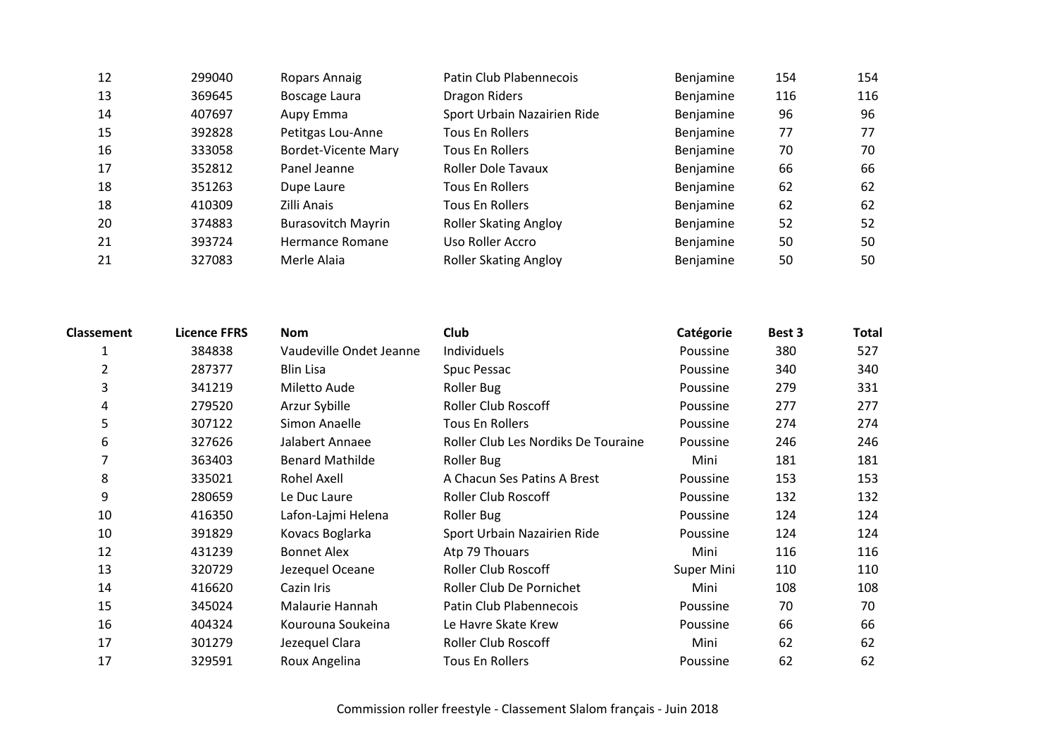| | | | | | | |
|---|---|---|---|---|---|---|
| 12 | 299040 | Ropars Annaig | Patin Club Plabennecois | Benjamine | 154 | 154 |
| 13 | 369645 | Boscage Laura | Dragon Riders | Benjamine | 116 | 116 |
| 14 | 407697 | Aupy Emma | Sport Urbain Nazairien Ride | Benjamine | 96 | 96 |
| 15 | 392828 | Petitgas Lou-Anne | Tous En Rollers | Benjamine | 77 | 77 |
| 16 | 333058 | Bordet-Vicente Mary | Tous En Rollers | Benjamine | 70 | 70 |
| 17 | 352812 | Panel Jeanne | Roller Dole Tavaux | Benjamine | 66 | 66 |
| 18 | 351263 | Dupe Laure | Tous En Rollers | Benjamine | 62 | 62 |
| 18 | 410309 | Zilli Anais | Tous En Rollers | Benjamine | 62 | 62 |
| 20 | 374883 | Burasovitch Mayrin | Roller Skating Angloy | Benjamine | 52 | 52 |
| 21 | 393724 | Hermance Romane | Uso Roller Accro | Benjamine | 50 | 50 |
| 21 | 327083 | Merle Alaia | Roller Skating Angloy | Benjamine | 50 | 50 |

| Classement | Licence FFRS | Nom | Club | Catégorie | Best 3 | Total |
|---|---|---|---|---|---|---|
| 1 | 384838 | Vaudeville Ondet Jeanne | Individuels | Poussine | 380 | 527 |
| 2 | 287377 | Blin Lisa | Spuc Pessac | Poussine | 340 | 340 |
| 3 | 341219 | Miletto Aude | Roller Bug | Poussine | 279 | 331 |
| 4 | 279520 | Arzur Sybille | Roller Club Roscoff | Poussine | 277 | 277 |
| 5 | 307122 | Simon Anaelle | Tous En Rollers | Poussine | 274 | 274 |
| 6 | 327626 | Jalabert Annaee | Roller Club Les Nordiks De Touraine | Poussine | 246 | 246 |
| 7 | 363403 | Benard Mathilde | Roller Bug | Mini | 181 | 181 |
| 8 | 335021 | Rohel Axell | A Chacun Ses Patins A Brest | Poussine | 153 | 153 |
| 9 | 280659 | Le Duc Laure | Roller Club Roscoff | Poussine | 132 | 132 |
| 10 | 416350 | Lafon-Lajmi Helena | Roller Bug | Poussine | 124 | 124 |
| 10 | 391829 | Kovacs Boglarka | Sport Urbain Nazairien Ride | Poussine | 124 | 124 |
| 12 | 431239 | Bonnet Alex | Atp 79 Thouars | Mini | 116 | 116 |
| 13 | 320729 | Jezequel Oceane | Roller Club Roscoff | Super Mini | 110 | 110 |
| 14 | 416620 | Cazin Iris | Roller Club De Pornichet | Mini | 108 | 108 |
| 15 | 345024 | Malaurie Hannah | Patin Club Plabennecois | Poussine | 70 | 70 |
| 16 | 404324 | Kourouna Soukeina | Le Havre Skate Krew | Poussine | 66 | 66 |
| 17 | 301279 | Jezequel Clara | Roller Club Roscoff | Mini | 62 | 62 |
| 17 | 329591 | Roux Angelina | Tous En Rollers | Poussine | 62 | 62 |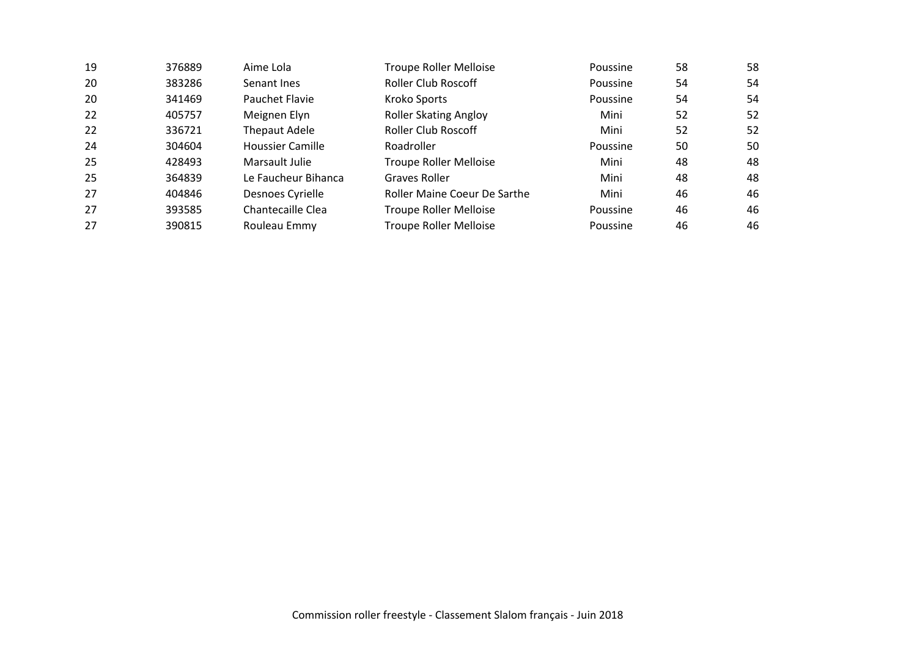| | | | | | | |
|---|---|---|---|---|---|---|
| 19 | 376889 | Aime Lola | Troupe Roller Melloise | Poussine | 58 | 58 |
| 20 | 383286 | Senant Ines | Roller Club Roscoff | Poussine | 54 | 54 |
| 20 | 341469 | Pauchet Flavie | Kroko Sports | Poussine | 54 | 54 |
| 22 | 405757 | Meignen Elyn | Roller Skating Angloy | Mini | 52 | 52 |
| 22 | 336721 | Thepaut Adele | Roller Club Roscoff | Mini | 52 | 52 |
| 24 | 304604 | Houssier Camille | Roadroller | Poussine | 50 | 50 |
| 25 | 428493 | Marsault Julie | Troupe Roller Melloise | Mini | 48 | 48 |
| 25 | 364839 | Le Faucheur Bihanca | Graves Roller | Mini | 48 | 48 |
| 27 | 404846 | Desnoes Cyrielle | Roller Maine Coeur De Sarthe | Mini | 46 | 46 |
| 27 | 393585 | Chantecaille Clea | Troupe Roller Melloise | Poussine | 46 | 46 |
| 27 | 390815 | Rouleau Emmy | Troupe Roller Melloise | Poussine | 46 | 46 |